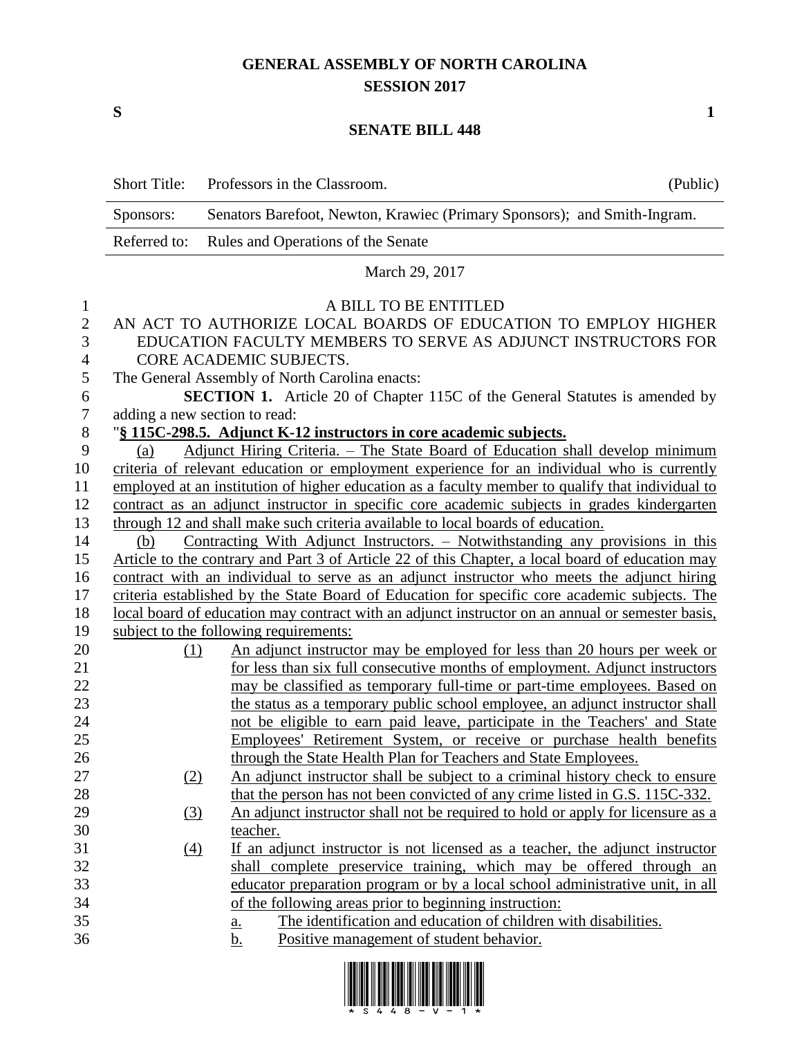# GENERAL ASSEMBLY OF NORTH CAROLINA
## SESSION 2017

**S** **1**

## SENATE BILL 448

| | | |
|---|---|---|
| Short Title: | Professors in the Classroom. | (Public) |
| Sponsors: | Senators Barefoot, Newton, Krawiec (Primary Sponsors); and Smith-Ingram. | |
| Referred to: | Rules and Operations of the Senate | |

March 29, 2017

A BILL TO BE ENTITLED

AN ACT TO AUTHORIZE LOCAL BOARDS OF EDUCATION TO EMPLOY HIGHER EDUCATION FACULTY MEMBERS TO SERVE AS ADJUNCT INSTRUCTORS FOR CORE ACADEMIC SUBJECTS.

The General Assembly of North Carolina enacts:

**SECTION 1.** Article 20 of Chapter 115C of the General Statutes is amended by adding a new section to read:

"**§ 115C-298.5. Adjunct K-12 instructors in core academic subjects.**

(a) Adjunct Hiring Criteria. – The State Board of Education shall develop minimum criteria of relevant education or employment experience for an individual who is currently employed at an institution of higher education as a faculty member to qualify that individual to contract as an adjunct instructor in specific core academic subjects in grades kindergarten through 12 and shall make such criteria available to local boards of education.

(b) Contracting With Adjunct Instructors. – Notwithstanding any provisions in this Article to the contrary and Part 3 of Article 22 of this Chapter, a local board of education may contract with an individual to serve as an adjunct instructor who meets the adjunct hiring criteria established by the State Board of Education for specific core academic subjects. The local board of education may contract with an adjunct instructor on an annual or semester basis, subject to the following requirements:

(1) An adjunct instructor may be employed for less than 20 hours per week or for less than six full consecutive months of employment. Adjunct instructors may be classified as temporary full-time or part-time employees. Based on the status as a temporary public school employee, an adjunct instructor shall not be eligible to earn paid leave, participate in the Teachers' and State Employees' Retirement System, or receive or purchase health benefits through the State Health Plan for Teachers and State Employees.

(2) An adjunct instructor shall be subject to a criminal history check to ensure that the person has not been convicted of any crime listed in G.S. 115C-332.

(3) An adjunct instructor shall not be required to hold or apply for licensure as a teacher.

(4) If an adjunct instructor is not licensed as a teacher, the adjunct instructor shall complete preservice training, which may be offered through an educator preparation program or by a local school administrative unit, in all of the following areas prior to beginning instruction:

a. The identification and education of children with disabilities.

b. Positive management of student behavior.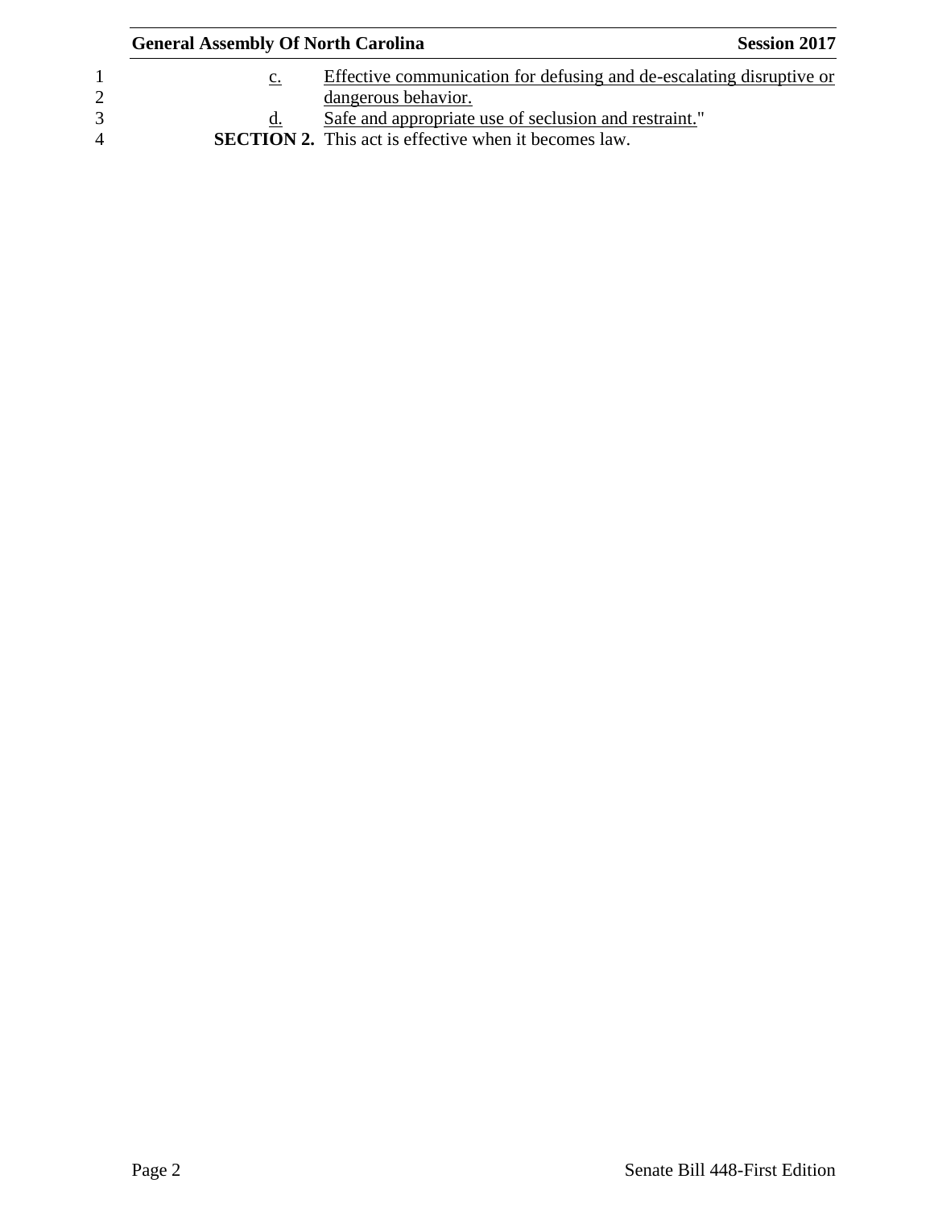c. Effective communication for defusing and de-escalating disruptive or dangerous behavior.

d. Safe and appropriate use of seclusion and restraint."

**SECTION 2.** This act is effective when it becomes law.